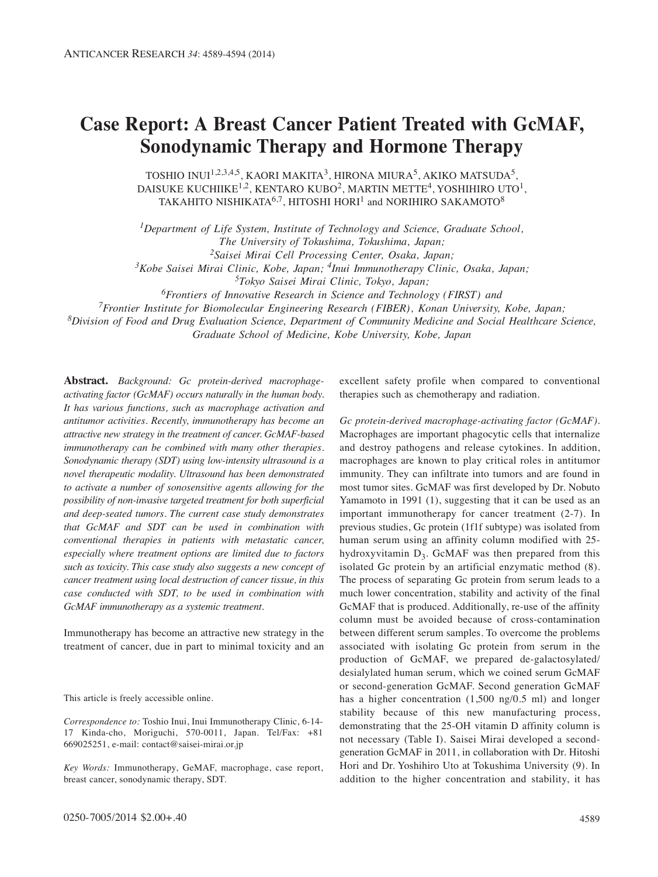# Case Report: A Breast Cancer Patient Treated with GcMAF, Sonodynamic Therapy and Hormone Therapy

TOSHIO INUI[1,2,3,4,5], KAORI MAKITA[3], HIRONA MIURA[5], AKIKO MATSUDA[5], DAISUKE KUCHIIKE[1,2], KENTARO KUBO[2], MARTIN METTE[4], YOSHIHIRO UTO[1], TAKAHITO NISHIKATA[6,7], HITOSHI HORI[1] and NORIHIRO SAKAMOTO[8]

[1]*Department of Life System, Institute of Technology and Science, Graduate School, The University of Tokushima, Tokushima, Japan;*
[2]*Saisei Mirai Cell Processing Center, Osaka, Japan;*
[3]*Kobe Saisei Mirai Clinic, Kobe, Japan;* [4]*Inui Immunotherapy Clinic, Osaka, Japan;*
[5]*Tokyo Saisei Mirai Clinic, Tokyo, Japan;*
[6]*Frontiers of Innovative Research in Science and Technology (FIRST) and*
[7]*Frontier Institute for Biomolecular Engineering Research (FIBER), Konan University, Kobe, Japan;*
[8]*Division of Food and Drug Evaluation Science, Department of Community Medicine and Social Healthcare Science, Graduate School of Medicine, Kobe University, Kobe, Japan*

**Abstract.** *Background: Gc protein-derived macrophage-activating factor (GcMAF) occurs naturally in the human body. It has various functions, such as macrophage activation and antitumor activities. Recently, immunotherapy has become an attractive new strategy in the treatment of cancer. GcMAF-based immunotherapy can be combined with many other therapies. Sonodynamic therapy (SDT) using low-intensity ultrasound is a novel therapeutic modality. Ultrasound has been demonstrated to activate a number of sonosensitive agents allowing for the possibility of non-invasive targeted treatment for both superficial and deep-seated tumors. The current case study demonstrates that GcMAF and SDT can be used in combination with conventional therapies in patients with metastatic cancer, especially where treatment options are limited due to factors such as toxicity. This case study also suggests a new concept of cancer treatment using local destruction of cancer tissue, in this case conducted with SDT, to be used in combination with GcMAF immunotherapy as a systemic treatment.*

Immunotherapy has become an attractive new strategy in the treatment of cancer, due in part to minimal toxicity and an excellent safety profile when compared to conventional therapies such as chemotherapy and radiation.

This article is freely accessible online.

*Correspondence to:* Toshio Inui, Inui Immunotherapy Clinic, 6-14-17 Kinda-cho, Moriguchi, 570-0011, Japan. Tel/Fax: +81 669025251, e-mail: contact@saisei-mirai.or.jp

*Key Words:* Immunotherapy, GeMAF, macrophage, case report, breast cancer, sonodynamic therapy, SDT.

*Gc protein-derived macrophage-activating factor (GcMAF).* Macrophages are important phagocytic cells that internalize and destroy pathogens and release cytokines. In addition, macrophages are known to play critical roles in antitumor immunity. They can infiltrate into tumors and are found in most tumor sites. GcMAF was first developed by Dr. Nobuto Yamamoto in 1991 (1), suggesting that it can be used as an important immunotherapy for cancer treatment (2-7). In previous studies, Gc protein (1f1f subtype) was isolated from human serum using an affinity column modified with 25-hydroxyvitamin $D_3$. GcMAF was then prepared from this isolated Gc protein by an artificial enzymatic method (8). The process of separating Gc protein from serum leads to a much lower concentration, stability and activity of the final GcMAF that is produced. Additionally, re-use of the affinity column must be avoided because of cross-contamination between different serum samples. To overcome the problems associated with isolating Gc protein from serum in the production of GcMAF, we prepared de-galactosylated/desialylated human serum, which we coined serum GcMAF or second-generation GcMAF. Second generation GcMAF has a higher concentration (1,500 ng/0.5 ml) and longer stability because of this new manufacturing process, demonstrating that the 25-OH vitamin D affinity column is not necessary (Table I). Saisei Mirai developed a second-generation GcMAF in 2011, in collaboration with Dr. Hitoshi Hori and Dr. Yoshihiro Uto at Tokushima University (9). In addition to the higher concentration and stability, it has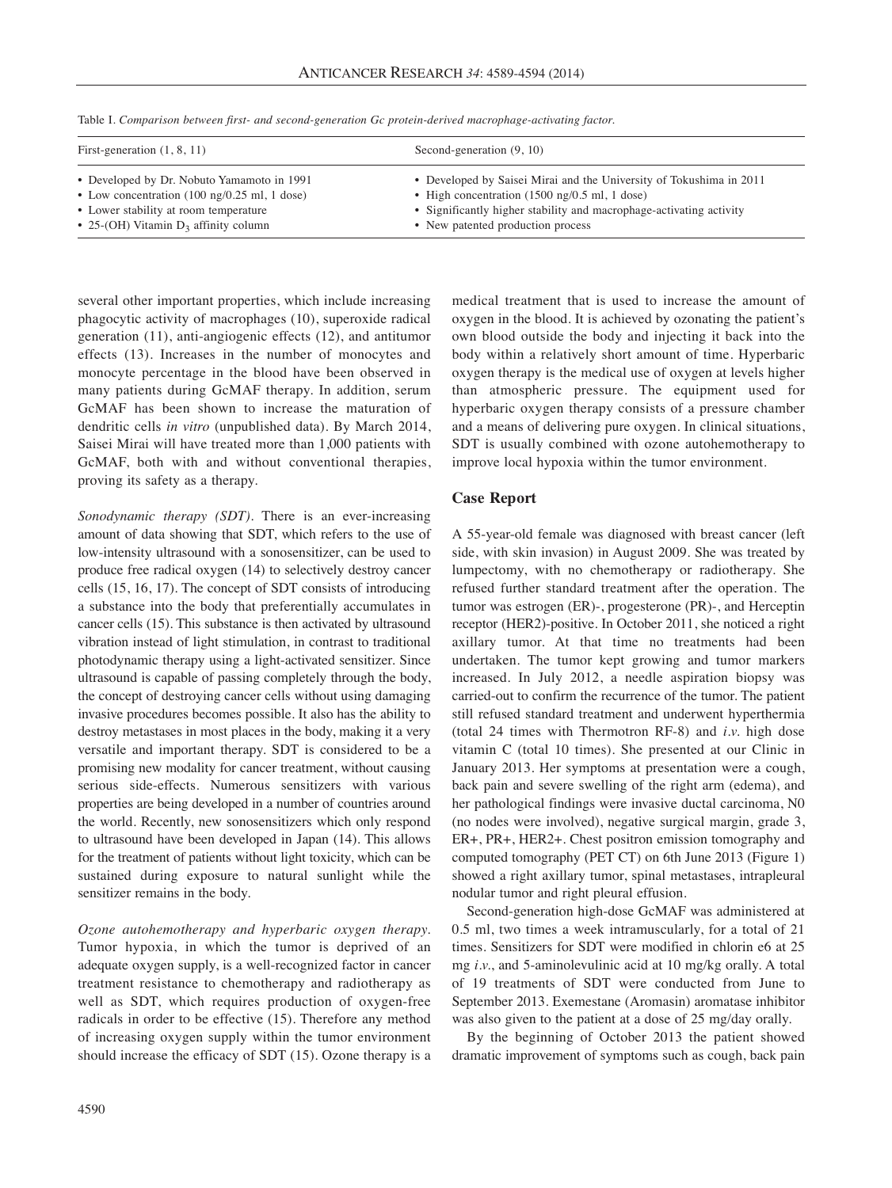Table I. *Comparison between first- and second-generation Gc protein-derived macrophage-activating factor.*

| First-generation (1, 8, 11) | Second-generation (9, 10) |
|---|---|
| • Developed by Dr. Nobuto Yamamoto in 1991 | • Developed by Saisei Mirai and the University of Tokushima in 2011 |
| • Low concentration (100 ng/0.25 ml, 1 dose) | • High concentration (1500 ng/0.5 ml, 1 dose) |
| • Lower stability at room temperature | • Significantly higher stability and macrophage-activating activity |
| • 25-(OH) Vitamin $D_3$ affinity column | • New patented production process |

several other important properties, which include increasing phagocytic activity of macrophages (10), superoxide radical generation (11), anti-angiogenic effects (12), and antitumor effects (13). Increases in the number of monocytes and monocyte percentage in the blood have been observed in many patients during GcMAF therapy. In addition, serum GcMAF has been shown to increase the maturation of dendritic cells *in vitro* (unpublished data). By March 2014, Saisei Mirai will have treated more than 1,000 patients with GcMAF, both with and without conventional therapies, proving its safety as a therapy.

*Sonodynamic therapy (SDT).* There is an ever-increasing amount of data showing that SDT, which refers to the use of low-intensity ultrasound with a sonosensitizer, can be used to produce free radical oxygen (14) to selectively destroy cancer cells (15, 16, 17). The concept of SDT consists of introducing a substance into the body that preferentially accumulates in cancer cells (15). This substance is then activated by ultrasound vibration instead of light stimulation, in contrast to traditional photodynamic therapy using a light-activated sensitizer. Since ultrasound is capable of passing completely through the body, the concept of destroying cancer cells without using damaging invasive procedures becomes possible. It also has the ability to destroy metastases in most places in the body, making it a very versatile and important therapy. SDT is considered to be a promising new modality for cancer treatment, without causing serious side-effects. Numerous sensitizers with various properties are being developed in a number of countries around the world. Recently, new sonosensitizers which only respond to ultrasound have been developed in Japan (14). This allows for the treatment of patients without light toxicity, which can be sustained during exposure to natural sunlight while the sensitizer remains in the body.

*Ozone autohemotherapy and hyperbaric oxygen therapy.* Tumor hypoxia, in which the tumor is deprived of an adequate oxygen supply, is a well-recognized factor in cancer treatment resistance to chemotherapy and radiotherapy as well as SDT, which requires production of oxygen-free radicals in order to be effective (15). Therefore any method of increasing oxygen supply within the tumor environment should increase the efficacy of SDT (15). Ozone therapy is a medical treatment that is used to increase the amount of oxygen in the blood. It is achieved by ozonating the patient's own blood outside the body and injecting it back into the body within a relatively short amount of time. Hyperbaric oxygen therapy is the medical use of oxygen at levels higher than atmospheric pressure. The equipment used for hyperbaric oxygen therapy consists of a pressure chamber and a means of delivering pure oxygen. In clinical situations, SDT is usually combined with ozone autohemotherapy to improve local hypoxia within the tumor environment.

## Case Report

A 55-year-old female was diagnosed with breast cancer (left side, with skin invasion) in August 2009. She was treated by lumpectomy, with no chemotherapy or radiotherapy. She refused further standard treatment after the operation. The tumor was estrogen (ER)-, progesterone (PR)-, and Herceptin receptor (HER2)-positive. In October 2011, she noticed a right axillary tumor. At that time no treatments had been undertaken. The tumor kept growing and tumor markers increased. In July 2012, a needle aspiration biopsy was carried-out to confirm the recurrence of the tumor. The patient still refused standard treatment and underwent hyperthermia (total 24 times with Thermotron RF-8) and *i.v.* high dose vitamin C (total 10 times). She presented at our Clinic in January 2013. Her symptoms at presentation were a cough, back pain and severe swelling of the right arm (edema), and her pathological findings were invasive ductal carcinoma, N0 (no nodes were involved), negative surgical margin, grade 3, ER+, PR+, HER2+. Chest positron emission tomography and computed tomography (PET CT) on 6th June 2013 (Figure 1) showed a right axillary tumor, spinal metastases, intrapleural nodular tumor and right pleural effusion.

Second-generation high-dose GcMAF was administered at 0.5 ml, two times a week intramuscularly, for a total of 21 times. Sensitizers for SDT were modified in chlorin e6 at 25 mg *i.v.*, and 5-aminolevulinic acid at 10 mg/kg orally. A total of 19 treatments of SDT were conducted from June to September 2013. Exemestane (Aromasin) aromatase inhibitor was also given to the patient at a dose of 25 mg/day orally.

By the beginning of October 2013 the patient showed dramatic improvement of symptoms such as cough, back pain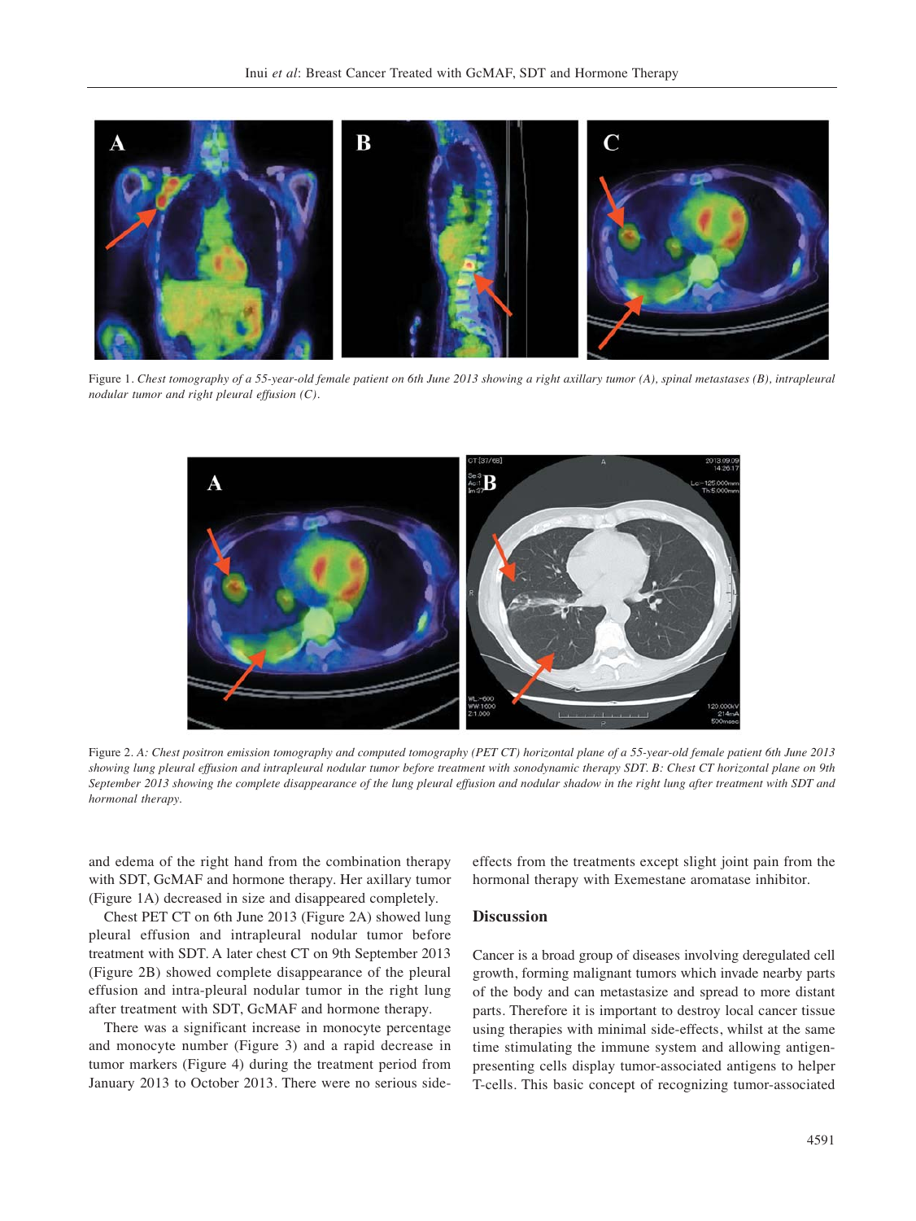Figure 1. *Chest tomography of a 55-year-old female patient on 6th June 2013 showing a right axillary tumor (A), spinal metastases (B), intrapleural nodular tumor and right pleural effusion (C).*

Figure 2. *A: Chest positron emission tomography and computed tomography (PET CT) horizontal plane of a 55-year-old female patient 6th June 2013 showing lung pleural effusion and intrapleural nodular tumor before treatment with sonodynamic therapy SDT. B: Chest CT horizontal plane on 9th September 2013 showing the complete disappearance of the lung pleural effusion and nodular shadow in the right lung after treatment with SDT and hormonal therapy.*

and edema of the right hand from the combination therapy with SDT, GcMAF and hormone therapy. Her axillary tumor (Figure 1A) decreased in size and disappeared completely.

Chest PET CT on 6th June 2013 (Figure 2A) showed lung pleural effusion and intrapleural nodular tumor before treatment with SDT. A later chest CT on 9th September 2013 (Figure 2B) showed complete disappearance of the pleural effusion and intra-pleural nodular tumor in the right lung after treatment with SDT, GcMAF and hormone therapy.

There was a significant increase in monocyte percentage and monocyte number (Figure 3) and a rapid decrease in tumor markers (Figure 4) during the treatment period from January 2013 to October 2013. There were no serious side-effects from the treatments except slight joint pain from the hormonal therapy with Exemestane aromatase inhibitor.

## Discussion

Cancer is a broad group of diseases involving deregulated cell growth, forming malignant tumors which invade nearby parts of the body and can metastasize and spread to more distant parts. Therefore it is important to destroy local cancer tissue using therapies with minimal side-effects, whilst at the same time stimulating the immune system and allowing antigen-presenting cells display tumor-associated antigens to helper T-cells. This basic concept of recognizing tumor-associated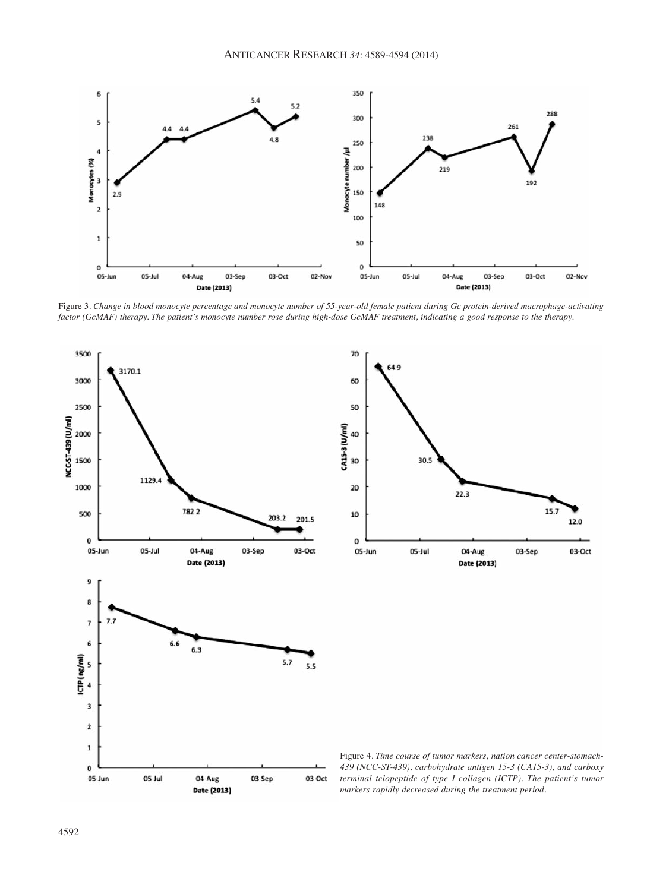Figure 3. *Change in blood monocyte percentage and monocyte number of 55-year-old female patient during Gc protein-derived macrophage-activating factor (GcMAF) therapy. The patient's monocyte number rose during high-dose GcMAF treatment, indicating a good response to the therapy.*

Figure 4. *Time course of tumor markers, nation cancer center-stomach-439 (NCC-ST-439), carbohydrate antigen 15-3 (CA15-3), and carboxy terminal telopeptide of type I collagen (ICTP). The patient's tumor markers rapidly decreased during the treatment period.*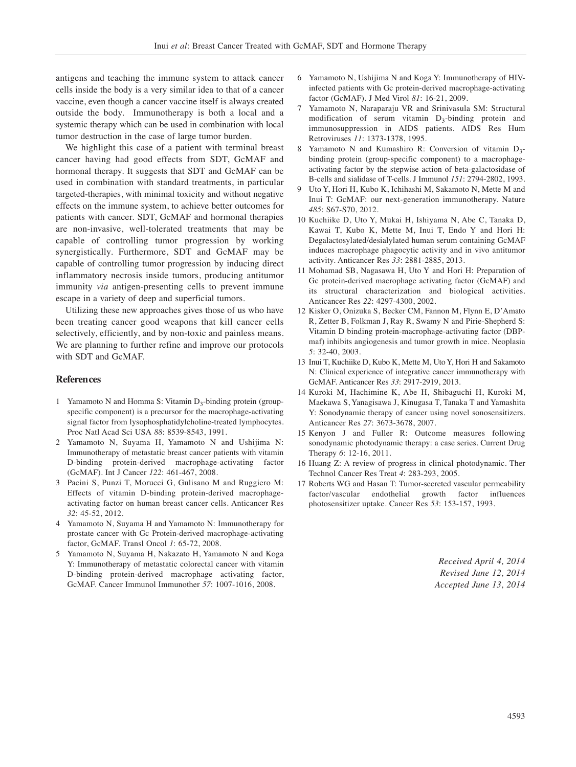antigens and teaching the immune system to attack cancer cells inside the body is a very similar idea to that of a cancer vaccine, even though a cancer vaccine itself is always created outside the body. Immunotherapy is both a local and a systemic therapy which can be used in combination with local tumor destruction in the case of large tumor burden.

We highlight this case of a patient with terminal breast cancer having had good effects from SDT, GcMAF and hormonal therapy. It suggests that SDT and GcMAF can be used in combination with standard treatments, in particular targeted-therapies, with minimal toxicity and without negative effects on the immune system, to achieve better outcomes for patients with cancer. SDT, GcMAF and hormonal therapies are non-invasive, well-tolerated treatments that may be capable of controlling tumor progression by working synergistically. Furthermore, SDT and GcMAF may be capable of controlling tumor progression by inducing direct inflammatory necrosis inside tumors, producing antitumor immunity *via* antigen-presenting cells to prevent immune escape in a variety of deep and superficial tumors.

Utilizing these new approaches gives those of us who have been treating cancer good weapons that kill cancer cells selectively, efficiently, and by non-toxic and painless means. We are planning to further refine and improve our protocols with SDT and GcMAF.

## References

1. Yamamoto N and Homma S: Vitamin $D_3$-binding protein (group-specific component) is a precursor for the macrophage-activating signal factor from lysophosphatidylcholine-treated lymphocytes. Proc Natl Acad Sci USA *88*: 8539-8543, 1991.
2. Yamamoto N, Suyama H, Yamamoto N and Ushijima N: Immunotherapy of metastatic breast cancer patients with vitamin D-binding protein-derived macrophage-activating factor (GcMAF). Int J Cancer *122*: 461-467, 2008.
3. Pacini S, Punzi T, Morucci G, Gulisano M and Ruggiero M: Effects of vitamin D-binding protein-derived macrophage-activating factor on human breast cancer cells. Anticancer Res *32*: 45-52, 2012.
4. Yamamoto N, Suyama H and Yamamoto N: Immunotherapy for prostate cancer with Gc Protein-derived macrophage-activating factor, GcMAF. Transl Oncol *1*: 65-72, 2008.
5. Yamamoto N, Suyama H, Nakazato H, Yamamoto N and Koga Y: Immunotherapy of metastatic colorectal cancer with vitamin D-binding protein-derived macrophage activating factor, GcMAF. Cancer Immunol Immunother *57*: 1007-1016, 2008.
6. Yamamoto N, Ushijima N and Koga Y: Immunotherapy of HIV-infected patients with Gc protein-derived macrophage-activating factor (GcMAF). J Med Virol *81*: 16-21, 2009.
7. Yamamoto N, Naraparaju VR and Srinivasula SM: Structural modification of serum vitamin $D_3$-binding protein and immunosuppression in AIDS patients. AIDS Res Hum Retroviruses *11*: 1373-1378, 1995.
8. Yamamoto N and Kumashiro R: Conversion of vitamin $D_3$-binding protein (group-specific component) to a macrophage-activating factor by the stepwise action of beta-galactosidase of B-cells and sialidase of T-cells. J Immunol *151*: 2794-2802, 1993.
9. Uto Y, Hori H, Kubo K, Ichihashi M, Sakamoto N, Mette M and Inui T: GcMAF: our next-generation immunotherapy. Nature *485*: S67-S70, 2012.
10. Kuchiike D, Uto Y, Mukai H, Ishiyama N, Abe C, Tanaka D, Kawai T, Kubo K, Mette M, Inui T, Endo Y and Hori H: Degalactosylated/desialylated human serum containing GcMAF induces macrophage phagocytic activity and in vivo antitumor activity. Anticancer Res *33*: 2881-2885, 2013.
11. Mohamad SB, Nagasawa H, Uto Y and Hori H: Preparation of Gc protein-derived macrophage activating factor (GcMAF) and its structural characterization and biological activities. Anticancer Res *22*: 4297-4300, 2002.
12. Kisker O, Onizuka S, Becker CM, Fannon M, Flynn E, D'Amato R, Zetter B, Folkman J, Ray R, Swamy N and Pirie-Shepherd S: Vitamin D binding protein-macrophage-activating factor (DBP-maf) inhibits angiogenesis and tumor growth in mice. Neoplasia *5*: 32-40, 2003.
13. Inui T, Kuchiike D, Kubo K, Mette M, Uto Y, Hori H and Sakamoto N: Clinical experience of integrative cancer immunotherapy with GcMAF. Anticancer Res *33*: 2917-2919, 2013.
14. Kuroki M, Hachimine K, Abe H, Shibaguchi H, Kuroki M, Maekawa S, Yanagisawa J, Kinugasa T, Tanaka T and Yamashita Y: Sonodynamic therapy of cancer using novel sonosensitizers. Anticancer Res *27*: 3673-3678, 2007.
15. Kenyon J and Fuller R: Outcome measures following sonodynamic photodynamic therapy: a case series. Current Drug Therapy *6*: 12-16, 2011.
16. Huang Z: A review of progress in clinical photodynamic. Ther Technol Cancer Res Treat *4*: 283-293, 2005.
17. Roberts WG and Hasan T: Tumor-secreted vascular permeability factor/vascular endothelial growth factor influences photosensitizer uptake. Cancer Res *53*: 153-157, 1993.

*Received April 4, 2014*
*Revised June 12, 2014*
*Accepted June 13, 2014*